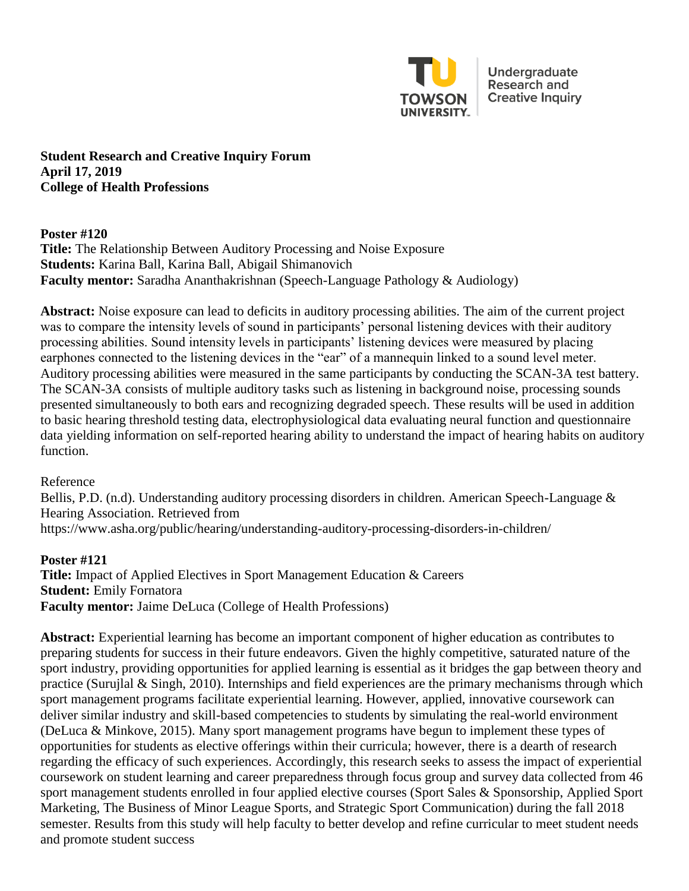Towson University — Undergraduate Research and Creative Inquiry

**Student Research and Creative Inquiry Forum**
**April 17, 2019**
**College of Health Professions**

**Poster #120**
**Title:** The Relationship Between Auditory Processing and Noise Exposure
**Students:** Karina Ball, Karina Ball, Abigail Shimanovich
**Faculty mentor:** Saradha Ananthakrishnan (Speech-Language Pathology & Audiology)

**Abstract:** Noise exposure can lead to deficits in auditory processing abilities. The aim of the current project was to compare the intensity levels of sound in participants' personal listening devices with their auditory processing abilities. Sound intensity levels in participants' listening devices were measured by placing earphones connected to the listening devices in the "ear" of a mannequin linked to a sound level meter. Auditory processing abilities were measured in the same participants by conducting the SCAN-3A test battery. The SCAN-3A consists of multiple auditory tasks such as listening in background noise, processing sounds presented simultaneously to both ears and recognizing degraded speech. These results will be used in addition to basic hearing threshold testing data, electrophysiological data evaluating neural function and questionnaire data yielding information on self-reported hearing ability to understand the impact of hearing habits on auditory function.

Reference
Bellis, P.D. (n.d). Understanding auditory processing disorders in children. American Speech-Language & Hearing Association. Retrieved from
https://www.asha.org/public/hearing/understanding-auditory-processing-disorders-in-children/

**Poster #121**
**Title:** Impact of Applied Electives in Sport Management Education & Careers
**Student:** Emily Fornatora
**Faculty mentor:** Jaime DeLuca (College of Health Professions)

**Abstract:** Experiential learning has become an important component of higher education as contributes to preparing students for success in their future endeavors. Given the highly competitive, saturated nature of the sport industry, providing opportunities for applied learning is essential as it bridges the gap between theory and practice (Surujlal & Singh, 2010). Internships and field experiences are the primary mechanisms through which sport management programs facilitate experiential learning. However, applied, innovative coursework can deliver similar industry and skill-based competencies to students by simulating the real-world environment (DeLuca & Minkove, 2015). Many sport management programs have begun to implement these types of opportunities for students as elective offerings within their curricula; however, there is a dearth of research regarding the efficacy of such experiences. Accordingly, this research seeks to assess the impact of experiential coursework on student learning and career preparedness through focus group and survey data collected from 46 sport management students enrolled in four applied elective courses (Sport Sales & Sponsorship, Applied Sport Marketing, The Business of Minor League Sports, and Strategic Sport Communication) during the fall 2018 semester. Results from this study will help faculty to better develop and refine curricular to meet student needs and promote student success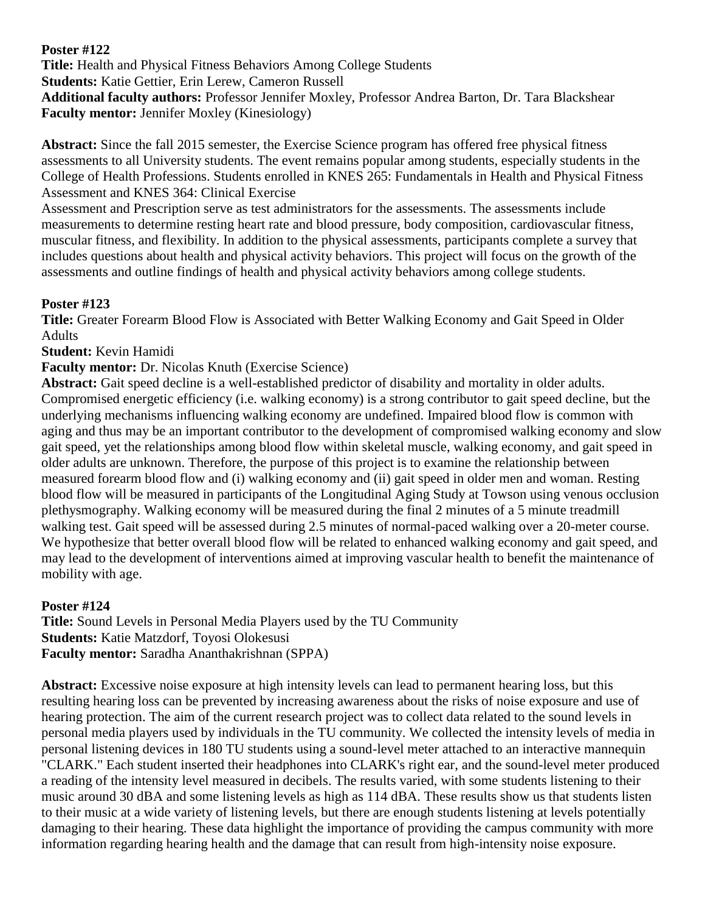**Poster #122**
**Title:** Health and Physical Fitness Behaviors Among College Students
**Students:** Katie Gettier, Erin Lerew, Cameron Russell
**Additional faculty authors:** Professor Jennifer Moxley, Professor Andrea Barton, Dr. Tara Blackshear
**Faculty mentor:** Jennifer Moxley (Kinesiology)

**Abstract:** Since the fall 2015 semester, the Exercise Science program has offered free physical fitness assessments to all University students. The event remains popular among students, especially students in the College of Health Professions. Students enrolled in KNES 265: Fundamentals in Health and Physical Fitness Assessment and KNES 364: Clinical Exercise Assessment and Prescription serve as test administrators for the assessments. The assessments include measurements to determine resting heart rate and blood pressure, body composition, cardiovascular fitness, muscular fitness, and flexibility. In addition to the physical assessments, participants complete a survey that includes questions about health and physical activity behaviors. This project will focus on the growth of the assessments and outline findings of health and physical activity behaviors among college students.

**Poster #123**
**Title:** Greater Forearm Blood Flow is Associated with Better Walking Economy and Gait Speed in Older Adults
**Student:** Kevin Hamidi
**Faculty mentor:** Dr. Nicolas Knuth (Exercise Science)
**Abstract:** Gait speed decline is a well-established predictor of disability and mortality in older adults. Compromised energetic efficiency (i.e. walking economy) is a strong contributor to gait speed decline, but the underlying mechanisms influencing walking economy are undefined. Impaired blood flow is common with aging and thus may be an important contributor to the development of compromised walking economy and slow gait speed, yet the relationships among blood flow within skeletal muscle, walking economy, and gait speed in older adults are unknown. Therefore, the purpose of this project is to examine the relationship between measured forearm blood flow and (i) walking economy and (ii) gait speed in older men and woman. Resting blood flow will be measured in participants of the Longitudinal Aging Study at Towson using venous occlusion plethysmography. Walking economy will be measured during the final 2 minutes of a 5 minute treadmill walking test. Gait speed will be assessed during 2.5 minutes of normal-paced walking over a 20-meter course. We hypothesize that better overall blood flow will be related to enhanced walking economy and gait speed, and may lead to the development of interventions aimed at improving vascular health to benefit the maintenance of mobility with age.

**Poster #124**
**Title:** Sound Levels in Personal Media Players used by the TU Community
**Students:** Katie Matzdorf, Toyosi Olokesusi
**Faculty mentor:** Saradha Ananthakrishnan (SPPA)

**Abstract:** Excessive noise exposure at high intensity levels can lead to permanent hearing loss, but this resulting hearing loss can be prevented by increasing awareness about the risks of noise exposure and use of hearing protection. The aim of the current research project was to collect data related to the sound levels in personal media players used by individuals in the TU community. We collected the intensity levels of media in personal listening devices in 180 TU students using a sound-level meter attached to an interactive mannequin "CLARK." Each student inserted their headphones into CLARK's right ear, and the sound-level meter produced a reading of the intensity level measured in decibels. The results varied, with some students listening to their music around 30 dBA and some listening levels as high as 114 dBA. These results show us that students listen to their music at a wide variety of listening levels, but there are enough students listening at levels potentially damaging to their hearing. These data highlight the importance of providing the campus community with more information regarding hearing health and the damage that can result from high-intensity noise exposure.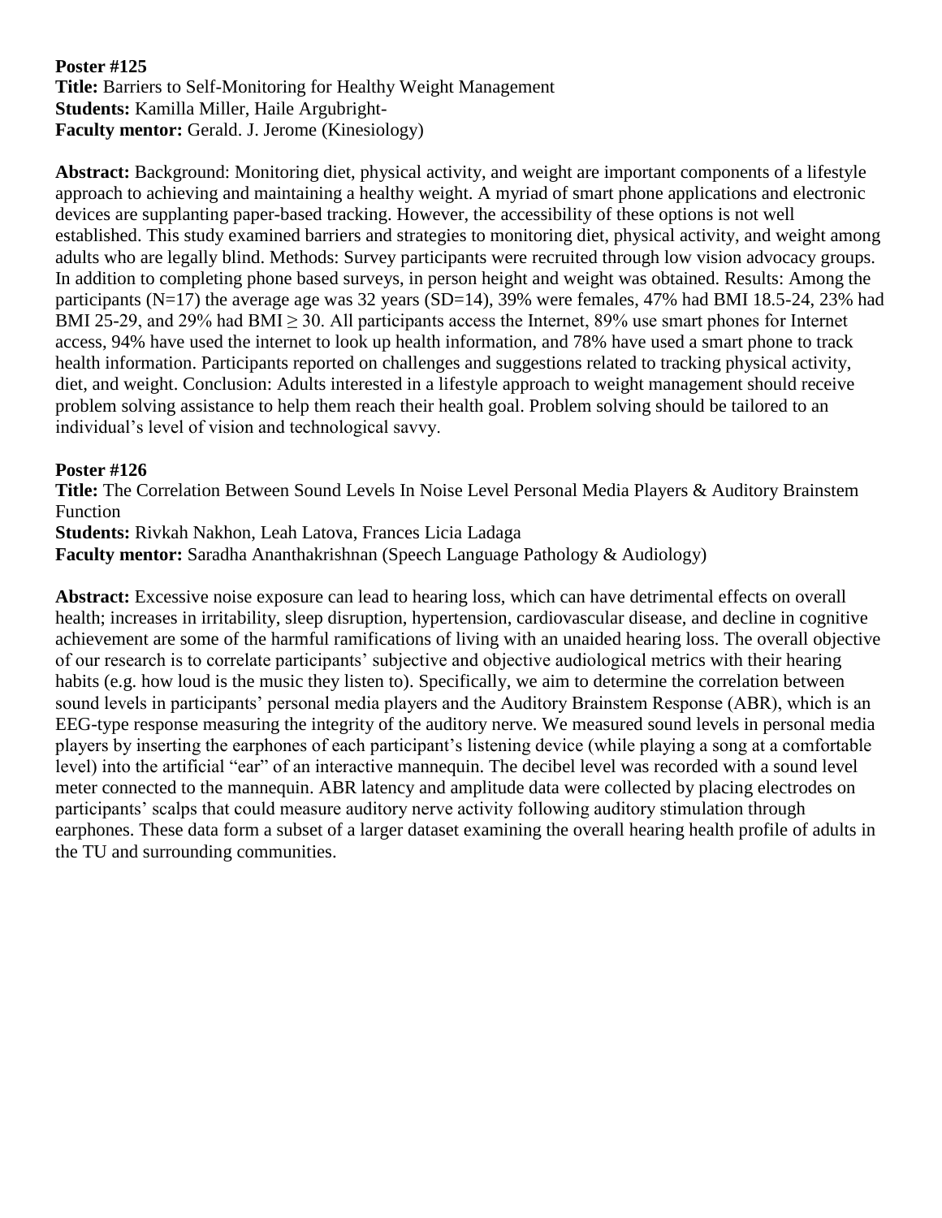**Poster #125**
**Title:** Barriers to Self-Monitoring for Healthy Weight Management
**Students:** Kamilla Miller, Haile Argubright-
**Faculty mentor:** Gerald. J. Jerome (Kinesiology)

**Abstract:** Background: Monitoring diet, physical activity, and weight are important components of a lifestyle approach to achieving and maintaining a healthy weight. A myriad of smart phone applications and electronic devices are supplanting paper-based tracking. However, the accessibility of these options is not well established. This study examined barriers and strategies to monitoring diet, physical activity, and weight among adults who are legally blind. Methods: Survey participants were recruited through low vision advocacy groups. In addition to completing phone based surveys, in person height and weight was obtained. Results: Among the participants (N=17) the average age was 32 years (SD=14), 39% were females, 47% had BMI 18.5-24, 23% had BMI 25-29, and 29% had BMI $\geq$ 30. All participants access the Internet, 89% use smart phones for Internet access, 94% have used the internet to look up health information, and 78% have used a smart phone to track health information. Participants reported on challenges and suggestions related to tracking physical activity, diet, and weight. Conclusion: Adults interested in a lifestyle approach to weight management should receive problem solving assistance to help them reach their health goal. Problem solving should be tailored to an individual's level of vision and technological savvy.

**Poster #126**
**Title:** The Correlation Between Sound Levels In Noise Level Personal Media Players & Auditory Brainstem Function
**Students:** Rivkah Nakhon, Leah Latova, Frances Licia Ladaga
**Faculty mentor:** Saradha Ananthakrishnan (Speech Language Pathology & Audiology)

**Abstract:** Excessive noise exposure can lead to hearing loss, which can have detrimental effects on overall health; increases in irritability, sleep disruption, hypertension, cardiovascular disease, and decline in cognitive achievement are some of the harmful ramifications of living with an unaided hearing loss. The overall objective of our research is to correlate participants' subjective and objective audiological metrics with their hearing habits (e.g. how loud is the music they listen to). Specifically, we aim to determine the correlation between sound levels in participants' personal media players and the Auditory Brainstem Response (ABR), which is an EEG-type response measuring the integrity of the auditory nerve. We measured sound levels in personal media players by inserting the earphones of each participant's listening device (while playing a song at a comfortable level) into the artificial "ear" of an interactive mannequin. The decibel level was recorded with a sound level meter connected to the mannequin. ABR latency and amplitude data were collected by placing electrodes on participants' scalps that could measure auditory nerve activity following auditory stimulation through earphones. These data form a subset of a larger dataset examining the overall hearing health profile of adults in the TU and surrounding communities.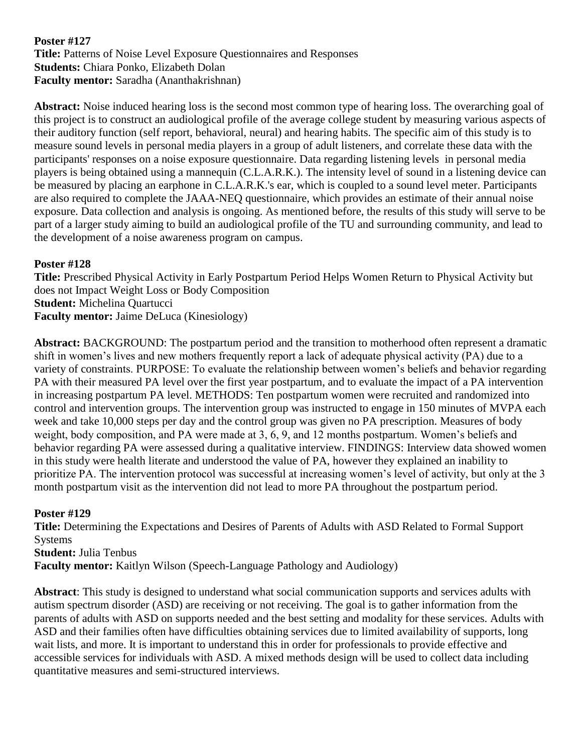**Poster #127**
**Title:** Patterns of Noise Level Exposure Questionnaires and Responses
**Students:** Chiara Ponko, Elizabeth Dolan
**Faculty mentor:** Saradha (Ananthakrishnan)

**Abstract:** Noise induced hearing loss is the second most common type of hearing loss. The overarching goal of this project is to construct an audiological profile of the average college student by measuring various aspects of their auditory function (self report, behavioral, neural) and hearing habits. The specific aim of this study is to measure sound levels in personal media players in a group of adult listeners, and correlate these data with the participants' responses on a noise exposure questionnaire. Data regarding listening levels in personal media players is being obtained using a mannequin (C.L.A.R.K.). The intensity level of sound in a listening device can be measured by placing an earphone in C.L.A.R.K.'s ear, which is coupled to a sound level meter. Participants are also required to complete the JAAA-NEQ questionnaire, which provides an estimate of their annual noise exposure. Data collection and analysis is ongoing. As mentioned before, the results of this study will serve to be part of a larger study aiming to build an audiological profile of the TU and surrounding community, and lead to the development of a noise awareness program on campus.

**Poster #128**
**Title:** Prescribed Physical Activity in Early Postpartum Period Helps Women Return to Physical Activity but does not Impact Weight Loss or Body Composition
**Student:** Michelina Quartucci
**Faculty mentor:** Jaime DeLuca (Kinesiology)

**Abstract:** BACKGROUND: The postpartum period and the transition to motherhood often represent a dramatic shift in women's lives and new mothers frequently report a lack of adequate physical activity (PA) due to a variety of constraints. PURPOSE: To evaluate the relationship between women's beliefs and behavior regarding PA with their measured PA level over the first year postpartum, and to evaluate the impact of a PA intervention in increasing postpartum PA level. METHODS: Ten postpartum women were recruited and randomized into control and intervention groups. The intervention group was instructed to engage in 150 minutes of MVPA each week and take 10,000 steps per day and the control group was given no PA prescription. Measures of body weight, body composition, and PA were made at 3, 6, 9, and 12 months postpartum. Women's beliefs and behavior regarding PA were assessed during a qualitative interview. FINDINGS: Interview data showed women in this study were health literate and understood the value of PA, however they explained an inability to prioritize PA. The intervention protocol was successful at increasing women's level of activity, but only at the 3 month postpartum visit as the intervention did not lead to more PA throughout the postpartum period.

**Poster #129**
**Title:** Determining the Expectations and Desires of Parents of Adults with ASD Related to Formal Support Systems
**Student:** Julia Tenbus
**Faculty mentor:** Kaitlyn Wilson (Speech-Language Pathology and Audiology)

**Abstract**: This study is designed to understand what social communication supports and services adults with autism spectrum disorder (ASD) are receiving or not receiving. The goal is to gather information from the parents of adults with ASD on supports needed and the best setting and modality for these services. Adults with ASD and their families often have difficulties obtaining services due to limited availability of supports, long wait lists, and more. It is important to understand this in order for professionals to provide effective and accessible services for individuals with ASD. A mixed methods design will be used to collect data including quantitative measures and semi-structured interviews.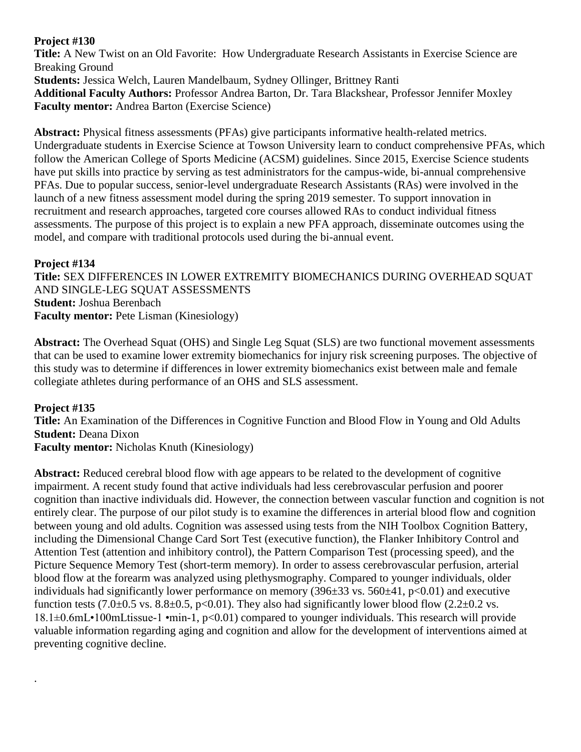**Project #130**
**Title:** A New Twist on an Old Favorite: How Undergraduate Research Assistants in Exercise Science are Breaking Ground
**Students:** Jessica Welch, Lauren Mandelbaum, Sydney Ollinger, Brittney Ranti
**Additional Faculty Authors:** Professor Andrea Barton, Dr. Tara Blackshear, Professor Jennifer Moxley
**Faculty mentor:** Andrea Barton (Exercise Science)

**Abstract:** Physical fitness assessments (PFAs) give participants informative health-related metrics. Undergraduate students in Exercise Science at Towson University learn to conduct comprehensive PFAs, which follow the American College of Sports Medicine (ACSM) guidelines. Since 2015, Exercise Science students have put skills into practice by serving as test administrators for the campus-wide, bi-annual comprehensive PFAs. Due to popular success, senior-level undergraduate Research Assistants (RAs) were involved in the launch of a new fitness assessment model during the spring 2019 semester. To support innovation in recruitment and research approaches, targeted core courses allowed RAs to conduct individual fitness assessments. The purpose of this project is to explain a new PFA approach, disseminate outcomes using the model, and compare with traditional protocols used during the bi-annual event.

**Project #134**
**Title:** SEX DIFFERENCES IN LOWER EXTREMITY BIOMECHANICS DURING OVERHEAD SQUAT AND SINGLE-LEG SQUAT ASSESSMENTS
**Student:** Joshua Berenbach
**Faculty mentor:** Pete Lisman (Kinesiology)

**Abstract:** The Overhead Squat (OHS) and Single Leg Squat (SLS) are two functional movement assessments that can be used to examine lower extremity biomechanics for injury risk screening purposes. The objective of this study was to determine if differences in lower extremity biomechanics exist between male and female collegiate athletes during performance of an OHS and SLS assessment.

**Project #135**
**Title:** An Examination of the Differences in Cognitive Function and Blood Flow in Young and Old Adults
**Student:** Deana Dixon
**Faculty mentor:** Nicholas Knuth (Kinesiology)

**Abstract:** Reduced cerebral blood flow with age appears to be related to the development of cognitive impairment. A recent study found that active individuals had less cerebrovascular perfusion and poorer cognition than inactive individuals did. However, the connection between vascular function and cognition is not entirely clear. The purpose of our pilot study is to examine the differences in arterial blood flow and cognition between young and old adults. Cognition was assessed using tests from the NIH Toolbox Cognition Battery, including the Dimensional Change Card Sort Test (executive function), the Flanker Inhibitory Control and Attention Test (attention and inhibitory control), the Pattern Comparison Test (processing speed), and the Picture Sequence Memory Test (short-term memory). In order to assess cerebrovascular perfusion, arterial blood flow at the forearm was analyzed using plethysmography. Compared to younger individuals, older individuals had significantly lower performance on memory ($396\pm33$ vs. $560\pm41$, $p<0.01$) and executive function tests ($7.0\pm0.5$ vs. $8.8\pm0.5$, $p<0.01$). They also had significantly lower blood flow ($2.2\pm0.2$ vs. $18.1\pm0.6$ mL•100mLtissue$^{-1}$ •min$^{-1}$, $p<0.01$) compared to younger individuals. This research will provide valuable information regarding aging and cognition and allow for the development of interventions aimed at preventing cognitive decline.

.